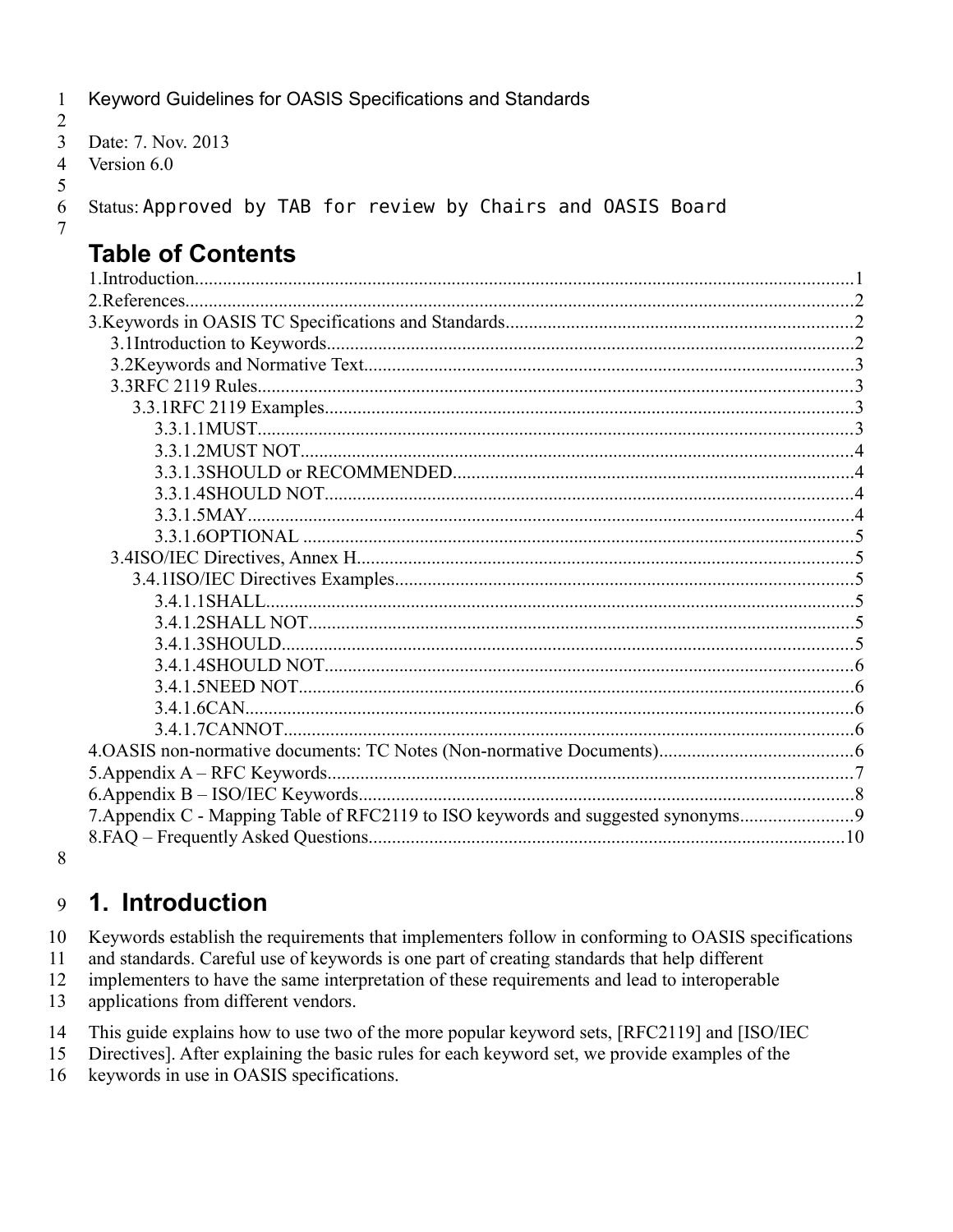Keyword Guidelines for OASIS Specifications and Standards

Date: 7. Nov. 2013
Version 6.0

Status: `Approved by TAB for review by Chairs and OASIS Board`

# Table of Contents

1.Introduction....1
2.References....2
3.Keywords in OASIS TC Specifications and Standards....2
- 3.1Introduction to Keywords....2
- 3.2Keywords and Normative Text....3
- 3.3RFC 2119 Rules....3
  - 3.3.1RFC 2119 Examples....3
    - 3.3.1.1MUST....3
    - 3.3.1.2MUST NOT....4
    - 3.3.1.3SHOULD or RECOMMENDED....4
    - 3.3.1.4SHOULD NOT....4
    - 3.3.1.5MAY....4
    - 3.3.1.6OPTIONAL....5
- 3.4ISO/IEC Directives, Annex H....5
  - 3.4.1ISO/IEC Directives Examples....5
    - 3.4.1.1SHALL....5
    - 3.4.1.2SHALL NOT....5
    - 3.4.1.3SHOULD....5
    - 3.4.1.4SHOULD NOT....6
    - 3.4.1.5NEED NOT....6
    - 3.4.1.6CAN....6
    - 3.4.1.7CANNOT....6

4.OASIS non-normative documents: TC Notes (Non-normative Documents)....6
5.Appendix A – RFC Keywords....7
6.Appendix B – ISO/IEC Keywords....8
7.Appendix C - Mapping Table of RFC2119 to ISO keywords and suggested synonyms....9
8.FAQ – Frequently Asked Questions....10

# 1. Introduction

Keywords establish the requirements that implementers follow in conforming to OASIS specifications and standards. Careful use of keywords is one part of creating standards that help different implementers to have the same interpretation of these requirements and lead to interoperable applications from different vendors.

This guide explains how to use two of the more popular keyword sets, [RFC2119] and [ISO/IEC Directives]. After explaining the basic rules for each keyword set, we provide examples of the keywords in use in OASIS specifications.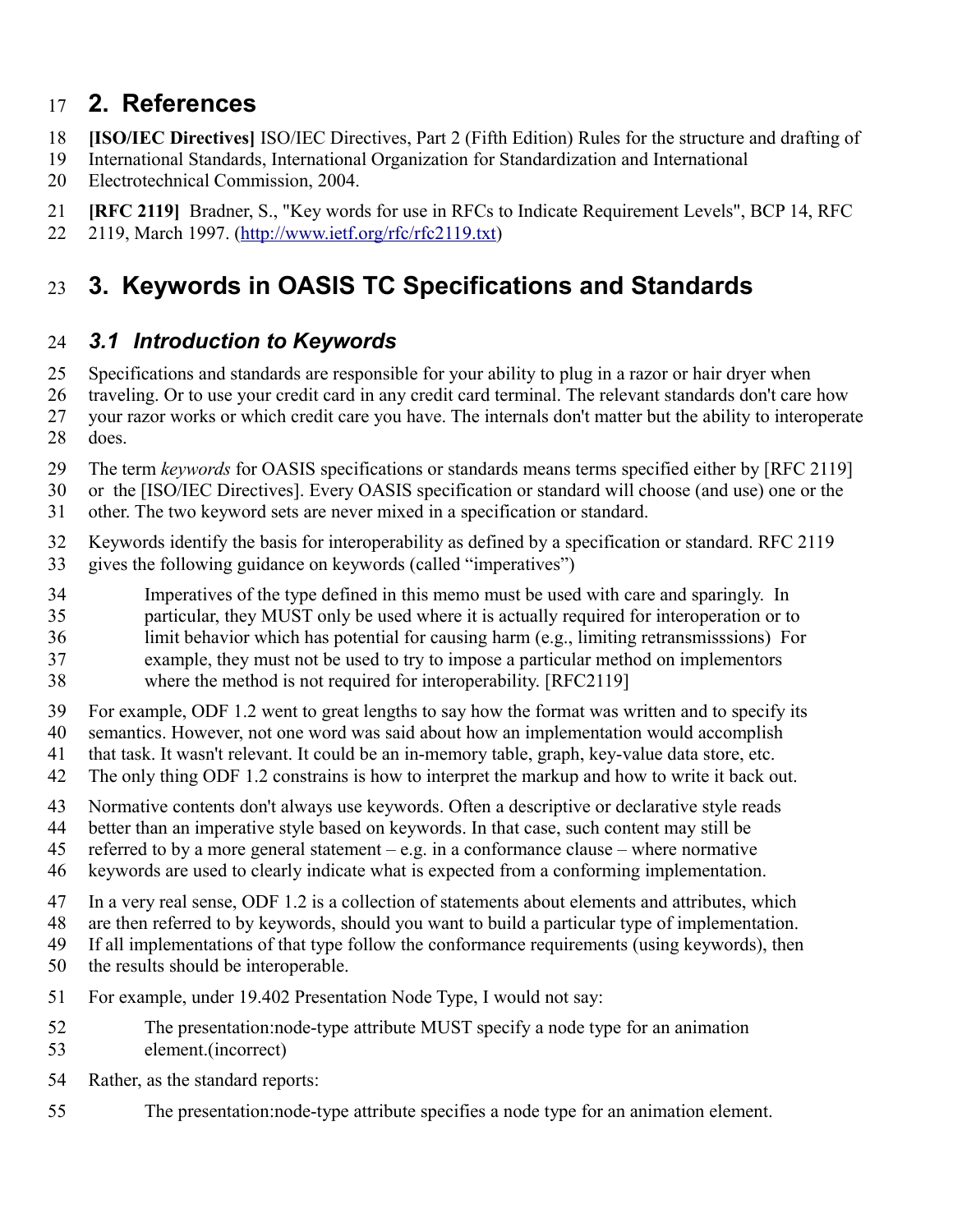# 2. References

**[ISO/IEC Directives]** ISO/IEC Directives, Part 2 (Fifth Edition) Rules for the structure and drafting of International Standards, International Organization for Standardization and International Electrotechnical Commission, 2004.

**[RFC 2119]** Bradner, S., "Key words for use in RFCs to Indicate Requirement Levels", BCP 14, RFC 2119, March 1997. (http://www.ietf.org/rfc/rfc2119.txt)

# 3. Keywords in OASIS TC Specifications and Standards

## *3.1 Introduction to Keywords*

Specifications and standards are responsible for your ability to plug in a razor or hair dryer when traveling. Or to use your credit card in any credit card terminal. The relevant standards don't care how your razor works or which credit care you have. The internals don't matter but the ability to interoperate does.

The term *keywords* for OASIS specifications or standards means terms specified either by [RFC 2119] or the [ISO/IEC Directives]. Every OASIS specification or standard will choose (and use) one or the other. The two keyword sets are never mixed in a specification or standard.

Keywords identify the basis for interoperability as defined by a specification or standard. RFC 2119 gives the following guidance on keywords (called "imperatives")

> Imperatives of the type defined in this memo must be used with care and sparingly. In particular, they MUST only be used where it is actually required for interoperation or to limit behavior which has potential for causing harm (e.g., limiting retransmisssions) For example, they must not be used to try to impose a particular method on implementors where the method is not required for interoperability. [RFC2119]

For example, ODF 1.2 went to great lengths to say how the format was written and to specify its semantics. However, not one word was said about how an implementation would accomplish that task. It wasn't relevant. It could be an in-memory table, graph, key-value data store, etc. The only thing ODF 1.2 constrains is how to interpret the markup and how to write it back out.

Normative contents don't always use keywords. Often a descriptive or declarative style reads better than an imperative style based on keywords. In that case, such content may still be referred to by a more general statement – e.g. in a conformance clause – where normative keywords are used to clearly indicate what is expected from a conforming implementation.

In a very real sense, ODF 1.2 is a collection of statements about elements and attributes, which are then referred to by keywords, should you want to build a particular type of implementation. If all implementations of that type follow the conformance requirements (using keywords), then the results should be interoperable.

For example, under 19.402 Presentation Node Type, I would not say:

> The presentation:node-type attribute MUST specify a node type for an animation element.(incorrect)

Rather, as the standard reports:

> The presentation:node-type attribute specifies a node type for an animation element.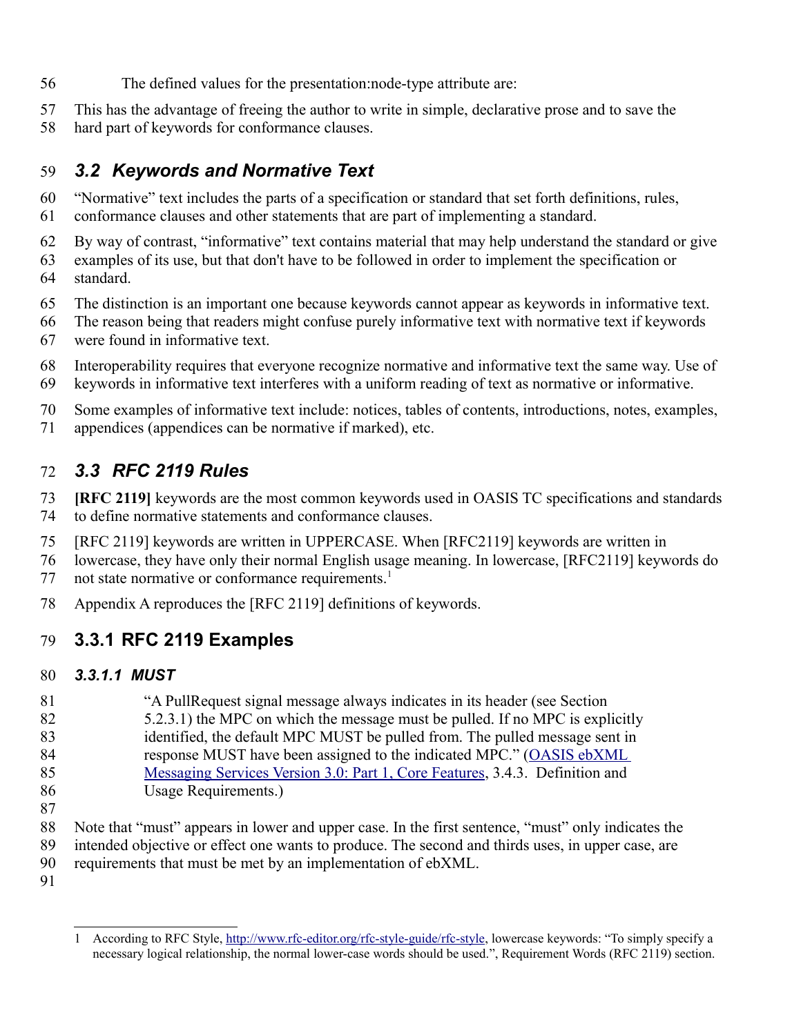The defined values for the presentation:node-type attribute are:

This has the advantage of freeing the author to write in simple, declarative prose and to save the hard part of keywords for conformance clauses.

## *3.2 Keywords and Normative Text*

"Normative" text includes the parts of a specification or standard that set forth definitions, rules, conformance clauses and other statements that are part of implementing a standard.

By way of contrast, "informative" text contains material that may help understand the standard or give examples of its use, but that don't have to be followed in order to implement the specification or standard.

The distinction is an important one because keywords cannot appear as keywords in informative text. The reason being that readers might confuse purely informative text with normative text if keywords were found in informative text.

Interoperability requires that everyone recognize normative and informative text the same way. Use of keywords in informative text interferes with a uniform reading of text as normative or informative.

Some examples of informative text include: notices, tables of contents, introductions, notes, examples, appendices (appendices can be normative if marked), etc.

## *3.3 RFC 2119 Rules*

**[RFC 2119]** keywords are the most common keywords used in OASIS TC specifications and standards to define normative statements and conformance clauses.

[RFC 2119] keywords are written in UPPERCASE. When [RFC2119] keywords are written in lowercase, they have only their normal English usage meaning. In lowercase, [RFC2119] keywords do not state normative or conformance requirements.[1]

Appendix A reproduces the [RFC 2119] definitions of keywords.

### 3.3.1 RFC 2119 Examples

#### *3.3.1.1 MUST*

> "A PullRequest signal message always indicates in its header (see Section 5.2.3.1) the MPC on which the message must be pulled. If no MPC is explicitly identified, the default MPC MUST be pulled from. The pulled message sent in response MUST have been assigned to the indicated MPC." (OASIS ebXML Messaging Services Version 3.0: Part 1, Core Features, 3.4.3. Definition and Usage Requirements.)

Note that "must" appears in lower and upper case. In the first sentence, "must" only indicates the intended objective or effect one wants to produce. The second and thirds uses, in upper case, are requirements that must be met by an implementation of ebXML.

---

1 According to RFC Style, http://www.rfc-editor.org/rfc-style-guide/rfc-style, lowercase keywords: "To simply specify a necessary logical relationship, the normal lower-case words should be used.", Requirement Words (RFC 2119) section.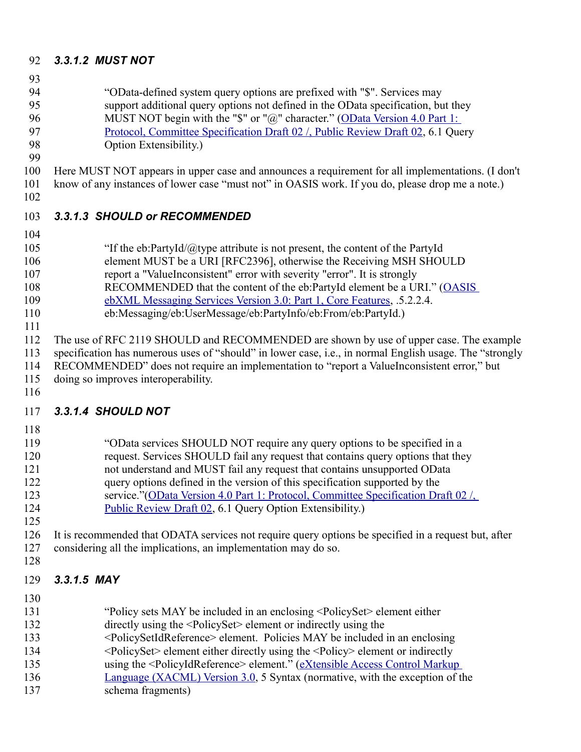#### *3.3.1.2 MUST NOT*

> "OData-defined system query options are prefixed with "$". Services may support additional query options not defined in the OData specification, but they MUST NOT begin with the "$" or "@" character." (OData Version 4.0 Part 1: Protocol, Committee Specification Draft 02 /, Public Review Draft 02, 6.1 Query Option Extensibility.)

Here MUST NOT appears in upper case and announces a requirement for all implementations. (I don't know of any instances of lower case "must not" in OASIS work. If you do, please drop me a note.)

#### *3.3.1.3 SHOULD or RECOMMENDED*

> "If the eb:PartyId/@type attribute is not present, the content of the PartyId element MUST be a URI [RFC2396], otherwise the Receiving MSH SHOULD report a "ValueInconsistent" error with severity "error". It is strongly RECOMMENDED that the content of the eb:PartyId element be a URI." (OASIS ebXML Messaging Services Version 3.0: Part 1, Core Features, .5.2.2.4. eb:Messaging/eb:UserMessage/eb:PartyInfo/eb:From/eb:PartyId.)

The use of RFC 2119 SHOULD and RECOMMENDED are shown by use of upper case. The example specification has numerous uses of "should" in lower case, i.e., in normal English usage. The "strongly RECOMMENDED" does not require an implementation to "report a ValueInconsistent error," but doing so improves interoperability.

#### *3.3.1.4 SHOULD NOT*

> "OData services SHOULD NOT require any query options to be specified in a request. Services SHOULD fail any request that contains query options that they not understand and MUST fail any request that contains unsupported OData query options defined in the version of this specification supported by the service."(OData Version 4.0 Part 1: Protocol, Committee Specification Draft 02 /, Public Review Draft 02, 6.1 Query Option Extensibility.)

It is recommended that ODATA services not require query options be specified in a request but, after considering all the implications, an implementation may do so.

#### *3.3.1.5 MAY*

> "Policy sets MAY be included in an enclosing <PolicySet> element either directly using the <PolicySet> element or indirectly using the <PolicySetIdReference> element. Policies MAY be included in an enclosing <PolicySet> element either directly using the <Policy> element or indirectly using the <PolicyIdReference> element." (eXtensible Access Control Markup Language (XACML) Version 3.0, 5 Syntax (normative, with the exception of the schema fragments)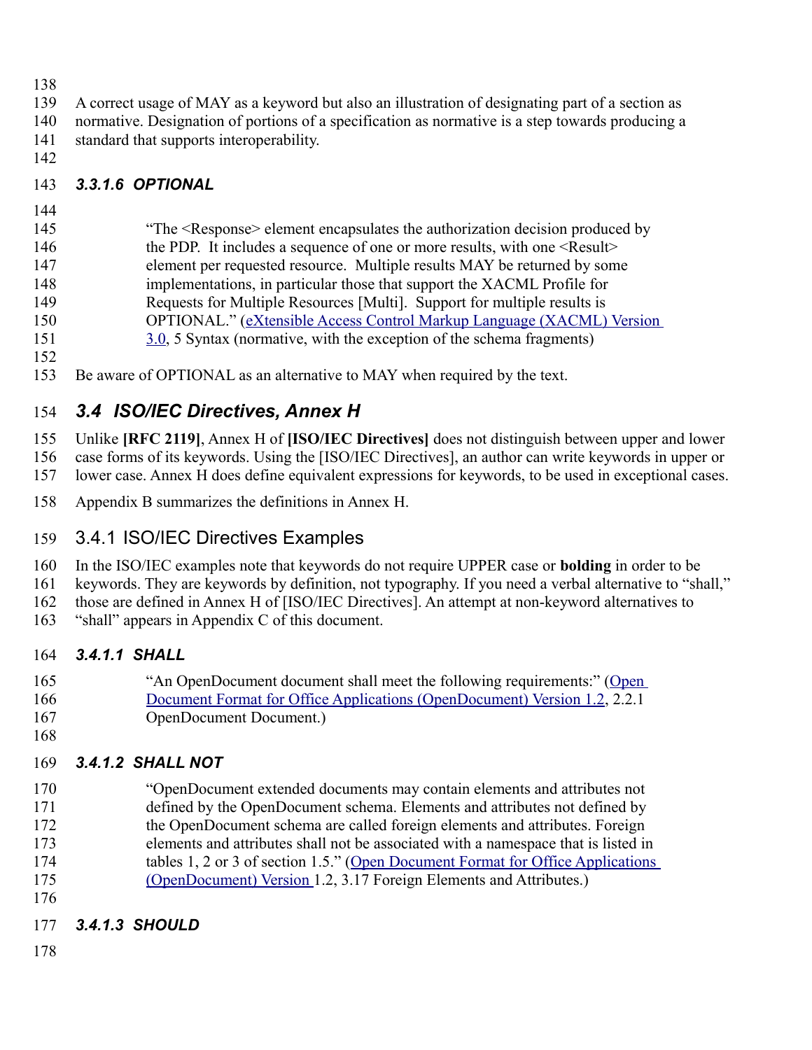A correct usage of MAY as a keyword but also an illustration of designating part of a section as normative. Designation of portions of a specification as normative is a step towards producing a standard that supports interoperability.

#### 3.3.1.6 OPTIONAL

> "The <Response> element encapsulates the authorization decision produced by the PDP. It includes a sequence of one or more results, with one <Result> element per requested resource. Multiple results MAY be returned by some implementations, in particular those that support the XACML Profile for Requests for Multiple Resources [Multi]. Support for multiple results is OPTIONAL." (eXtensible Access Control Markup Language (XACML) Version 3.0, 5 Syntax (normative, with the exception of the schema fragments)

Be aware of OPTIONAL as an alternative to MAY when required by the text.

## 3.4 ISO/IEC Directives, Annex H

Unlike **[RFC 2119]**, Annex H of **[ISO/IEC Directives]** does not distinguish between upper and lower case forms of its keywords. Using the [ISO/IEC Directives], an author can write keywords in upper or lower case. Annex H does define equivalent expressions for keywords, to be used in exceptional cases.

Appendix B summarizes the definitions in Annex H.

### 3.4.1 ISO/IEC Directives Examples

In the ISO/IEC examples note that keywords do not require UPPER case or **bolding** in order to be keywords. They are keywords by definition, not typography. If you need a verbal alternative to "shall," those are defined in Annex H of [ISO/IEC Directives]. An attempt at non-keyword alternatives to "shall" appears in Appendix C of this document.

#### 3.4.1.1 SHALL

> "An OpenDocument document shall meet the following requirements:" (Open Document Format for Office Applications (OpenDocument) Version 1.2, 2.2.1 OpenDocument Document.)

#### 3.4.1.2 SHALL NOT

> "OpenDocument extended documents may contain elements and attributes not defined by the OpenDocument schema. Elements and attributes not defined by the OpenDocument schema are called foreign elements and attributes. Foreign elements and attributes shall not be associated with a namespace that is listed in tables 1, 2 or 3 of section 1.5." (Open Document Format for Office Applications (OpenDocument) Version 1.2, 3.17 Foreign Elements and Attributes.)

#### 3.4.1.3 SHOULD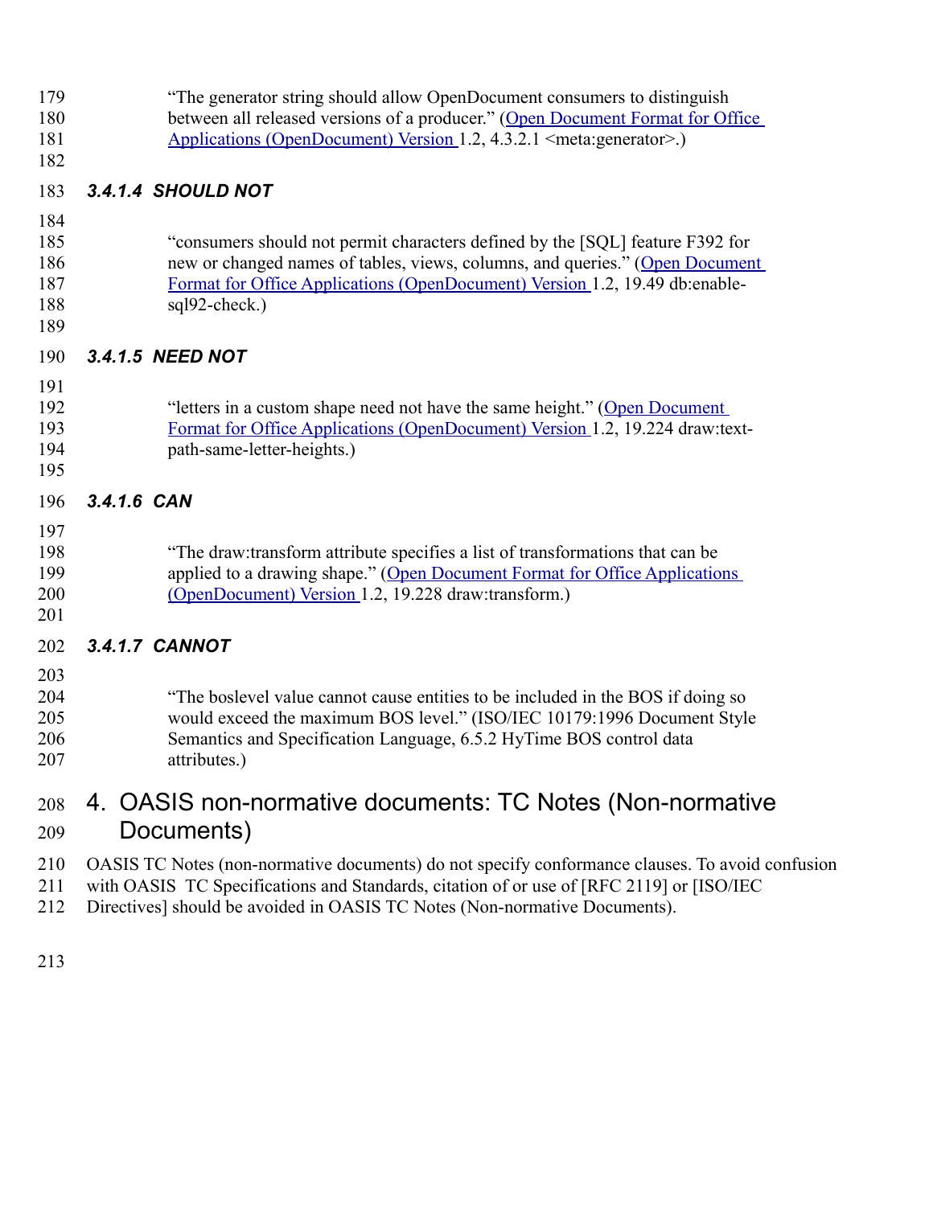> "The generator string should allow OpenDocument consumers to distinguish between all released versions of a producer." (Open Document Format for Office Applications (OpenDocument) Version 1.2, 4.3.2.1 <meta:generator>.)

#### 3.4.1.4 SHOULD NOT

> "consumers should not permit characters defined by the [SQL] feature F392 for new or changed names of tables, views, columns, and queries." (Open Document Format for Office Applications (OpenDocument) Version 1.2, 19.49 db:enable-sql92-check.)

#### 3.4.1.5 NEED NOT

> "letters in a custom shape need not have the same height." (Open Document Format for Office Applications (OpenDocument) Version 1.2, 19.224 draw:text-path-same-letter-heights.)

#### 3.4.1.6 CAN

> "The draw:transform attribute specifies a list of transformations that can be applied to a drawing shape." (Open Document Format for Office Applications (OpenDocument) Version 1.2, 19.228 draw:transform.)

#### 3.4.1.7 CANNOT

> "The boslevel value cannot cause entities to be included in the BOS if doing so would exceed the maximum BOS level." (ISO/IEC 10179:1996 Document Style Semantics and Specification Language, 6.5.2 HyTime BOS control data attributes.)

# 4. OASIS non-normative documents: TC Notes (Non-normative Documents)

OASIS TC Notes (non-normative documents) do not specify conformance clauses. To avoid confusion with OASIS TC Specifications and Standards, citation of or use of [RFC 2119] or [ISO/IEC Directives] should be avoided in OASIS TC Notes (Non-normative Documents).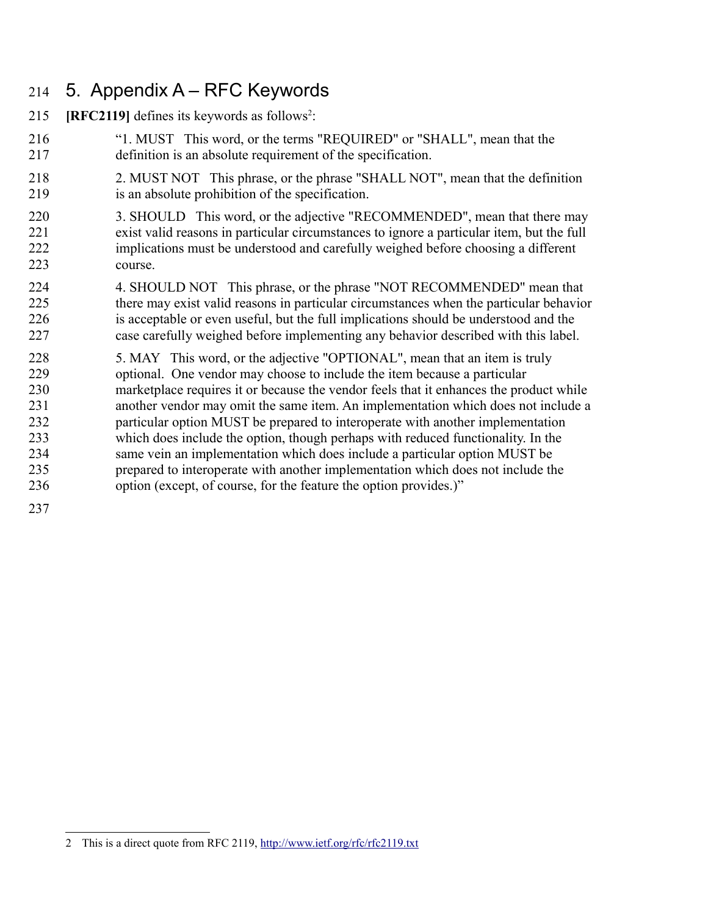# 5. Appendix A – RFC Keywords

**[RFC2119]** defines its keywords as follows[2]:

> "1. MUST This word, or the terms "REQUIRED" or "SHALL", mean that the definition is an absolute requirement of the specification.
>
> 2. MUST NOT This phrase, or the phrase "SHALL NOT", mean that the definition is an absolute prohibition of the specification.
>
> 3. SHOULD This word, or the adjective "RECOMMENDED", mean that there may exist valid reasons in particular circumstances to ignore a particular item, but the full implications must be understood and carefully weighed before choosing a different course.
>
> 4. SHOULD NOT This phrase, or the phrase "NOT RECOMMENDED" mean that there may exist valid reasons in particular circumstances when the particular behavior is acceptable or even useful, but the full implications should be understood and the case carefully weighed before implementing any behavior described with this label.
>
> 5. MAY This word, or the adjective "OPTIONAL", mean that an item is truly optional. One vendor may choose to include the item because a particular marketplace requires it or because the vendor feels that it enhances the product while another vendor may omit the same item. An implementation which does not include a particular option MUST be prepared to interoperate with another implementation which does include the option, though perhaps with reduced functionality. In the same vein an implementation which does include a particular option MUST be prepared to interoperate with another implementation which does not include the option (except, of course, for the feature the option provides.)"

---

2 This is a direct quote from RFC 2119, http://www.ietf.org/rfc/rfc2119.txt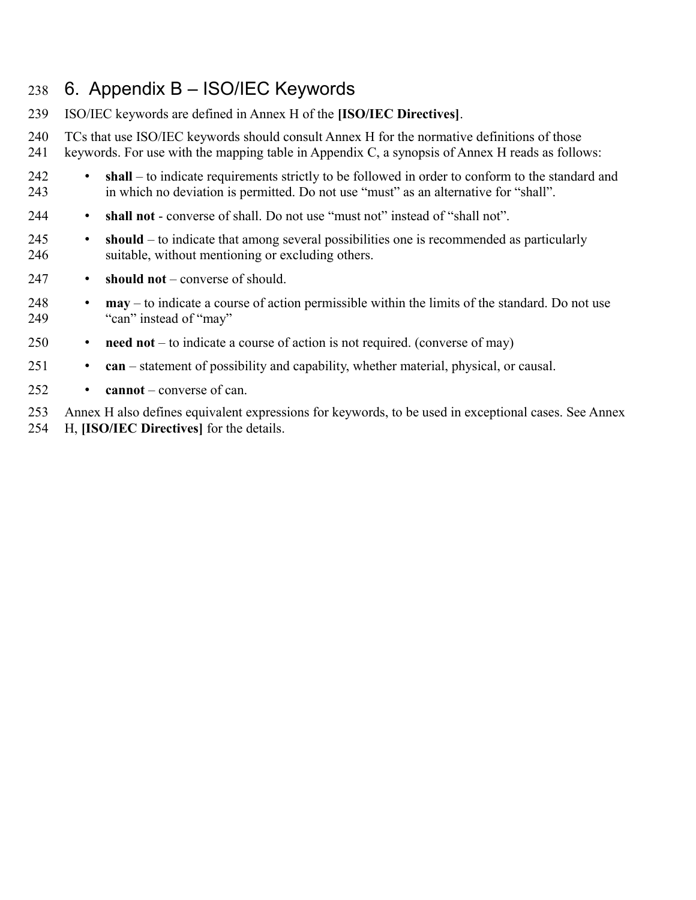# 6. Appendix B – ISO/IEC Keywords

ISO/IEC keywords are defined in Annex H of the **[ISO/IEC Directives]**.

TCs that use ISO/IEC keywords should consult Annex H for the normative definitions of those keywords. For use with the mapping table in Appendix C, a synopsis of Annex H reads as follows:

- **shall** – to indicate requirements strictly to be followed in order to conform to the standard and in which no deviation is permitted. Do not use "must" as an alternative for "shall".
- **shall not** - converse of shall. Do not use "must not" instead of "shall not".
- **should** – to indicate that among several possibilities one is recommended as particularly suitable, without mentioning or excluding others.
- **should not** – converse of should.
- **may** – to indicate a course of action permissible within the limits of the standard. Do not use "can" instead of "may"
- **need not** – to indicate a course of action is not required. (converse of may)
- **can** – statement of possibility and capability, whether material, physical, or causal.
- **cannot** – converse of can.

Annex H also defines equivalent expressions for keywords, to be used in exceptional cases. See Annex H, **[ISO/IEC Directives]** for the details.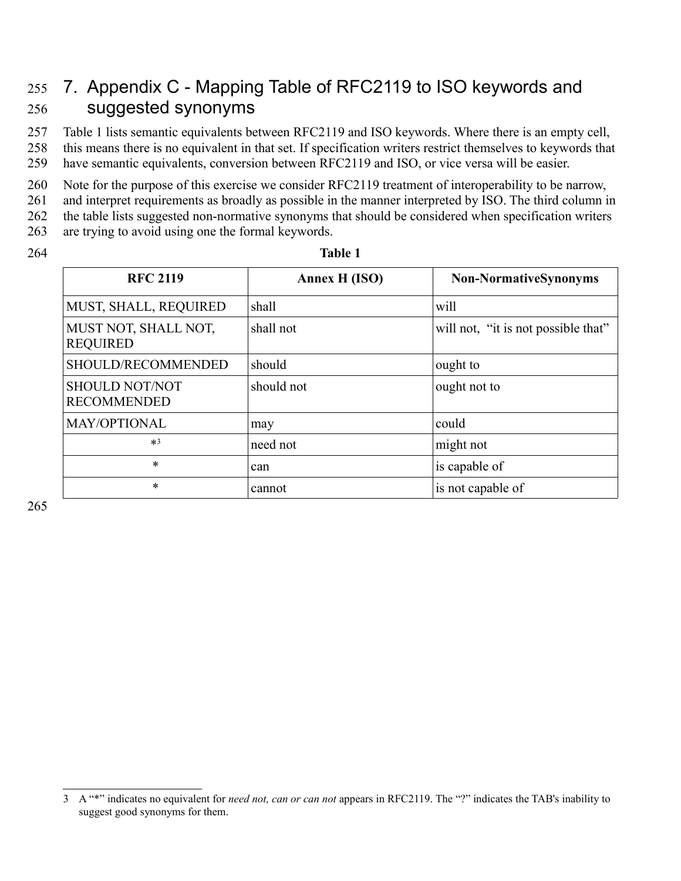# 7. Appendix C - Mapping Table of RFC2119 to ISO keywords and suggested synonyms

Table 1 lists semantic equivalents between RFC2119 and ISO keywords. Where there is an empty cell, this means there is no equivalent in that set. If specification writers restrict themselves to keywords that have semantic equivalents, conversion between RFC2119 and ISO, or vice versa will be easier.

Note for the purpose of this exercise we consider RFC2119 treatment of interoperability to be narrow, and interpret requirements as broadly as possible in the manner interpreted by ISO. The third column in the table lists suggested non-normative synonyms that should be considered when specification writers are trying to avoid using one the formal keywords.

**Table 1**

| RFC 2119 | Annex H (ISO) | Non-NormativeSynonyms |
|---|---|---|
| MUST, SHALL, REQUIRED | shall | will |
| MUST NOT, SHALL NOT, REQUIRED | shall not | will not, "it is not possible that" |
| SHOULD/RECOMMENDED | should | ought to |
| SHOULD NOT/NOT RECOMMENDED | should not | ought not to |
| MAY/OPTIONAL | may | could |
| *[3] | need not | might not |
| * | can | is capable of |
| * | cannot | is not capable of |

3 A "*" indicates no equivalent for *need not, can or can not* appears in RFC2119. The "?" indicates the TAB's inability to suggest good synonyms for them.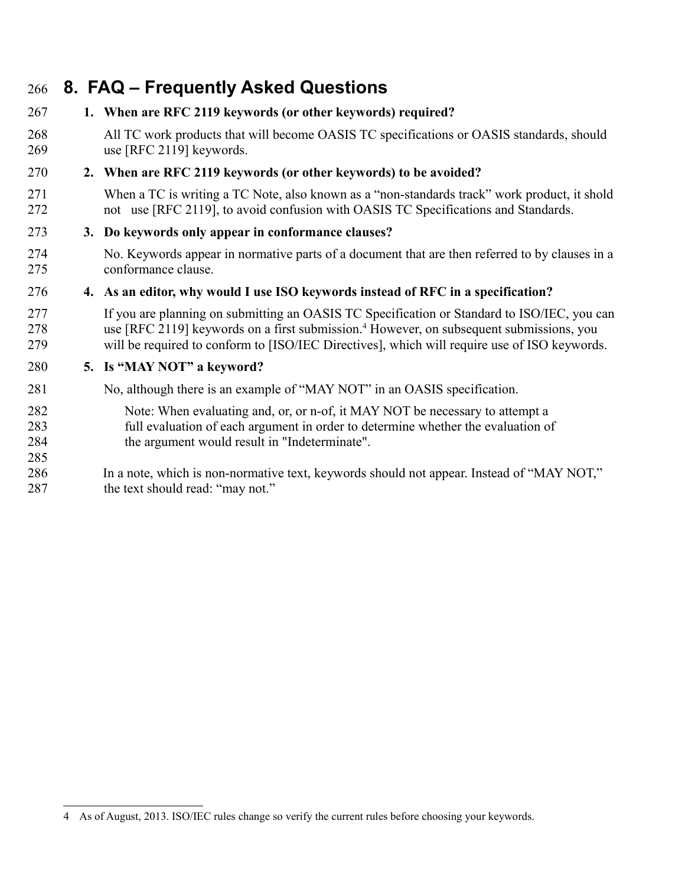# 8. FAQ – Frequently Asked Questions

1. **When are RFC 2119 keywords (or other keywords) required?**

   All TC work products that will become OASIS TC specifications or OASIS standards, should use [RFC 2119] keywords.

2. **When are RFC 2119 keywords (or other keywords) to be avoided?**

   When a TC is writing a TC Note, also known as a "non-standards track" work product, it shold not use [RFC 2119], to avoid confusion with OASIS TC Specifications and Standards.

3. **Do keywords only appear in conformance clauses?**

   No. Keywords appear in normative parts of a document that are then referred to by clauses in a conformance clause.

4. **As an editor, why would I use ISO keywords instead of RFC in a specification?**

   If you are planning on submitting an OASIS TC Specification or Standard to ISO/IEC, you can use [RFC 2119] keywords on a first submission.[4] However, on subsequent submissions, you will be required to conform to [ISO/IEC Directives], which will require use of ISO keywords.

5. **Is "MAY NOT" a keyword?**

   No, although there is an example of "MAY NOT" in an OASIS specification.

   > Note: When evaluating and, or, or n-of, it MAY NOT be necessary to attempt a full evaluation of each argument in order to determine whether the evaluation of the argument would result in "Indeterminate".

   In a note, which is non-normative text, keywords should not appear. Instead of "MAY NOT," the text should read: "may not."

---

4 As of August, 2013. ISO/IEC rules change so verify the current rules before choosing your keywords.